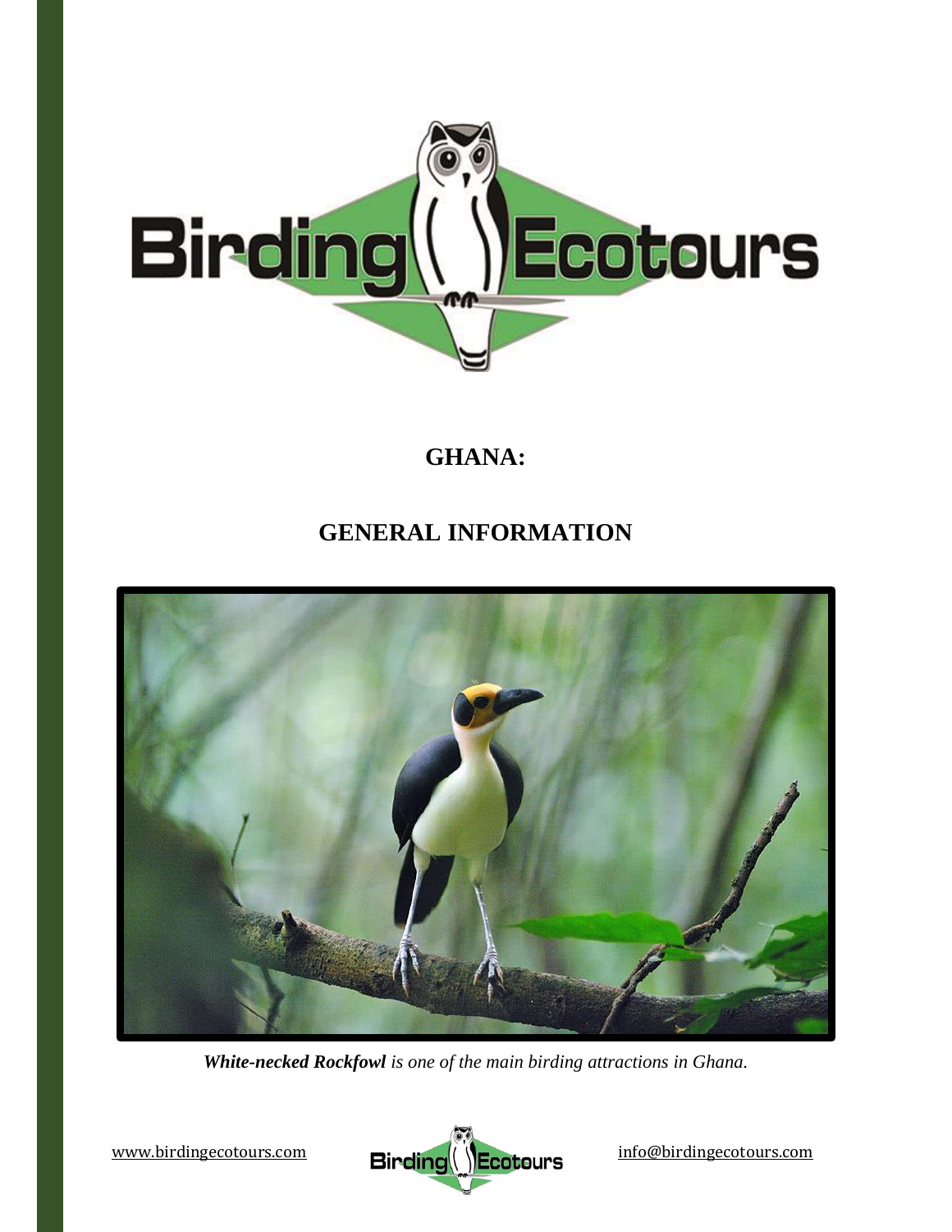# GHANA:

# GENERAL INFORMATION

***White-necked Rockfowl*** *is one of the main birding attractions in Ghana.*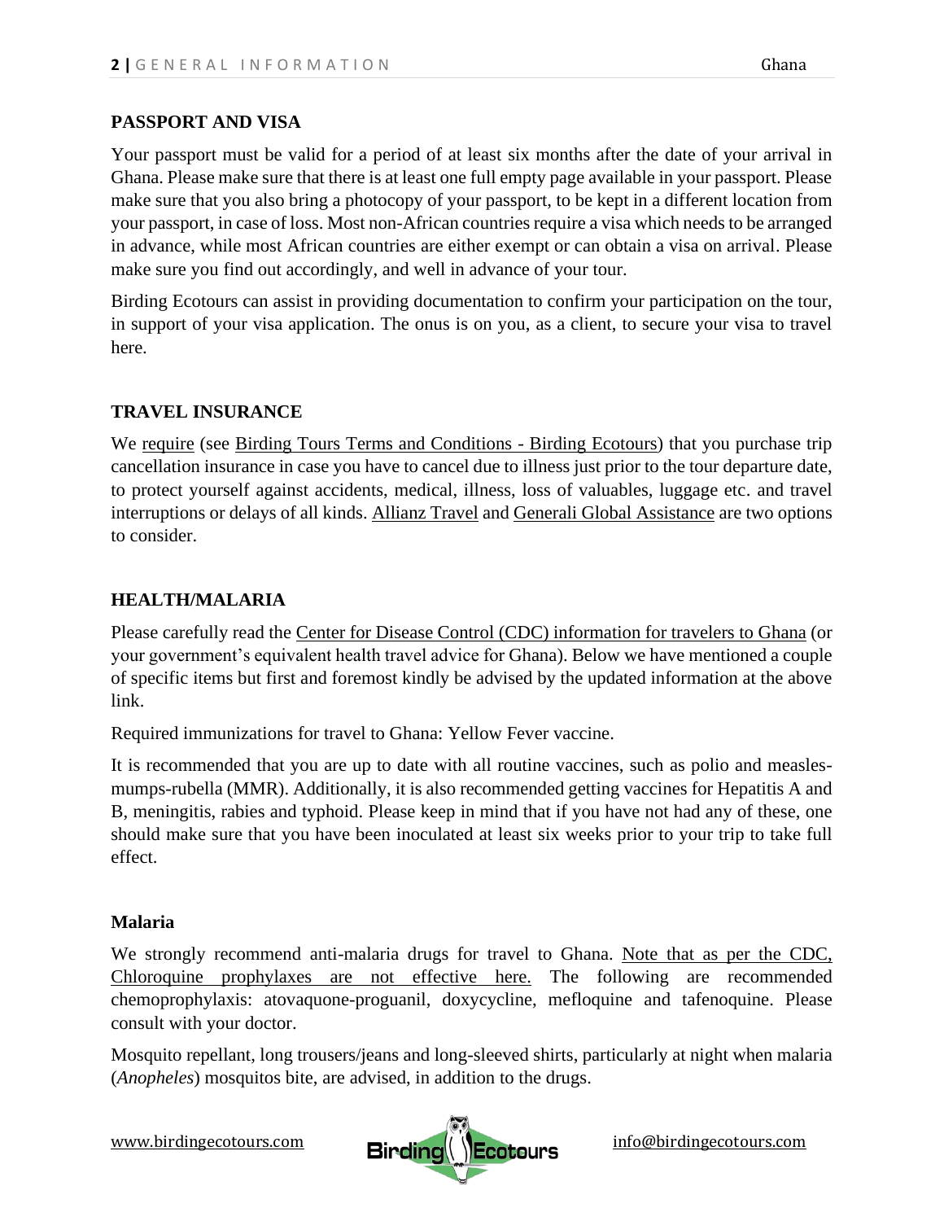## PASSPORT AND VISA

Your passport must be valid for a period of at least six months after the date of your arrival in Ghana. Please make sure that there is at least one full empty page available in your passport. Please make sure that you also bring a photocopy of your passport, to be kept in a different location from your passport, in case of loss. Most non-African countries require a visa which needs to be arranged in advance, while most African countries are either exempt or can obtain a visa on arrival. Please make sure you find out accordingly, and well in advance of your tour.

Birding Ecotours can assist in providing documentation to confirm your participation on the tour, in support of your visa application. The onus is on you, as a client, to secure your visa to travel here.

## TRAVEL INSURANCE

We require (see Birding Tours Terms and Conditions - Birding Ecotours) that you purchase trip cancellation insurance in case you have to cancel due to illness just prior to the tour departure date, to protect yourself against accidents, medical, illness, loss of valuables, luggage etc. and travel interruptions or delays of all kinds. Allianz Travel and Generali Global Assistance are two options to consider.

## HEALTH/MALARIA

Please carefully read the Center for Disease Control (CDC) information for travelers to Ghana (or your government's equivalent health travel advice for Ghana). Below we have mentioned a couple of specific items but first and foremost kindly be advised by the updated information at the above link.

Required immunizations for travel to Ghana: Yellow Fever vaccine.

It is recommended that you are up to date with all routine vaccines, such as polio and measles-mumps-rubella (MMR). Additionally, it is also recommended getting vaccines for Hepatitis A and B, meningitis, rabies and typhoid. Please keep in mind that if you have not had any of these, one should make sure that you have been inoculated at least six weeks prior to your trip to take full effect.

### Malaria

We strongly recommend anti-malaria drugs for travel to Ghana. Note that as per the CDC, Chloroquine prophylaxes are not effective here. The following are recommended chemoprophylaxis: atovaquone-proguanil, doxycycline, mefloquine and tafenoquine. Please consult with your doctor.

Mosquito repellant, long trousers/jeans and long-sleeved shirts, particularly at night when malaria (*Anopheles*) mosquitos bite, are advised, in addition to the drugs.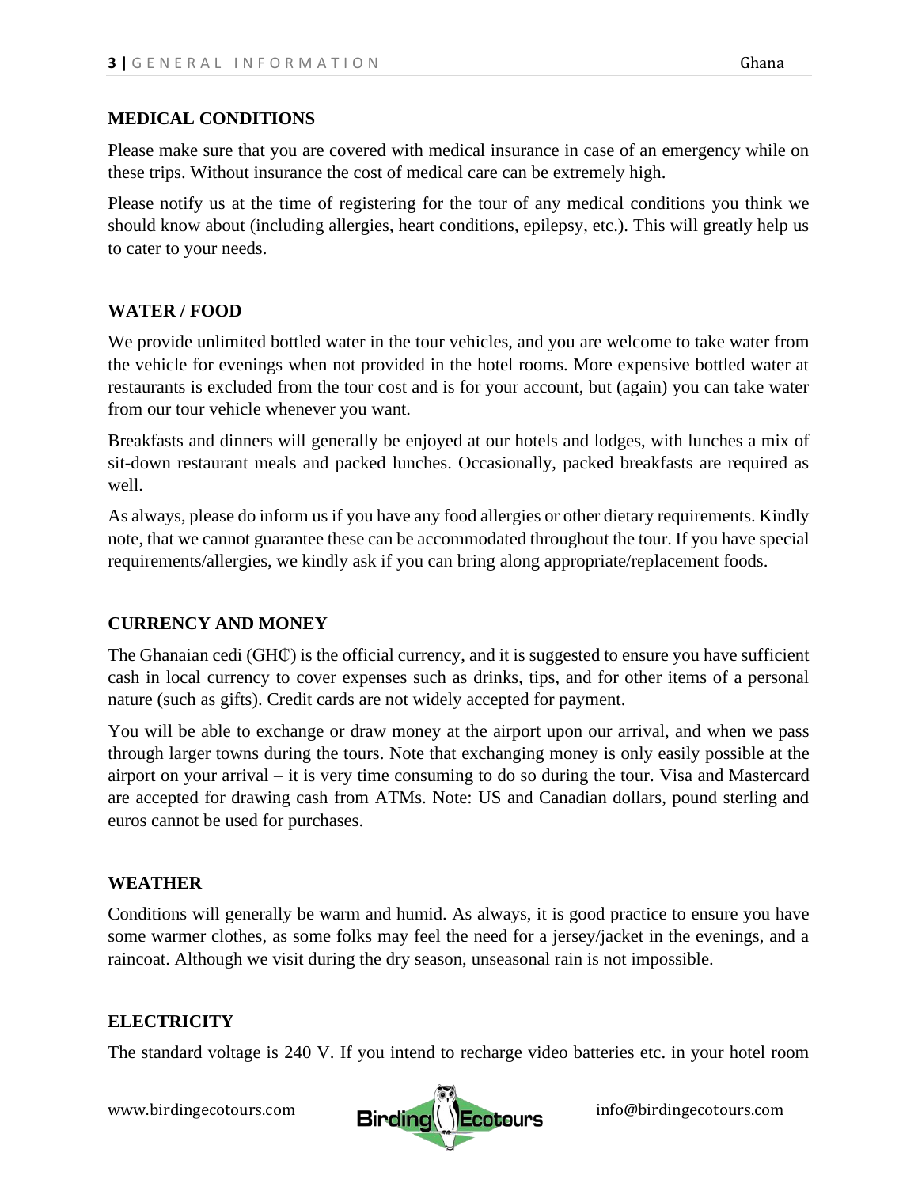## MEDICAL CONDITIONS

Please make sure that you are covered with medical insurance in case of an emergency while on these trips. Without insurance the cost of medical care can be extremely high.

Please notify us at the time of registering for the tour of any medical conditions you think we should know about (including allergies, heart conditions, epilepsy, etc.). This will greatly help us to cater to your needs.

## WATER / FOOD

We provide unlimited bottled water in the tour vehicles, and you are welcome to take water from the vehicle for evenings when not provided in the hotel rooms. More expensive bottled water at restaurants is excluded from the tour cost and is for your account, but (again) you can take water from our tour vehicle whenever you want.

Breakfasts and dinners will generally be enjoyed at our hotels and lodges, with lunches a mix of sit-down restaurant meals and packed lunches. Occasionally, packed breakfasts are required as well.

As always, please do inform us if you have any food allergies or other dietary requirements. Kindly note, that we cannot guarantee these can be accommodated throughout the tour. If you have special requirements/allergies, we kindly ask if you can bring along appropriate/replacement foods.

## CURRENCY AND MONEY

The Ghanaian cedi (GH₵) is the official currency, and it is suggested to ensure you have sufficient cash in local currency to cover expenses such as drinks, tips, and for other items of a personal nature (such as gifts). Credit cards are not widely accepted for payment.

You will be able to exchange or draw money at the airport upon our arrival, and when we pass through larger towns during the tours. Note that exchanging money is only easily possible at the airport on your arrival – it is very time consuming to do so during the tour. Visa and Mastercard are accepted for drawing cash from ATMs. Note: US and Canadian dollars, pound sterling and euros cannot be used for purchases.

## WEATHER

Conditions will generally be warm and humid. As always, it is good practice to ensure you have some warmer clothes, as some folks may feel the need for a jersey/jacket in the evenings, and a raincoat. Although we visit during the dry season, unseasonal rain is not impossible.

## ELECTRICITY

The standard voltage is 240 V. If you intend to recharge video batteries etc. in your hotel room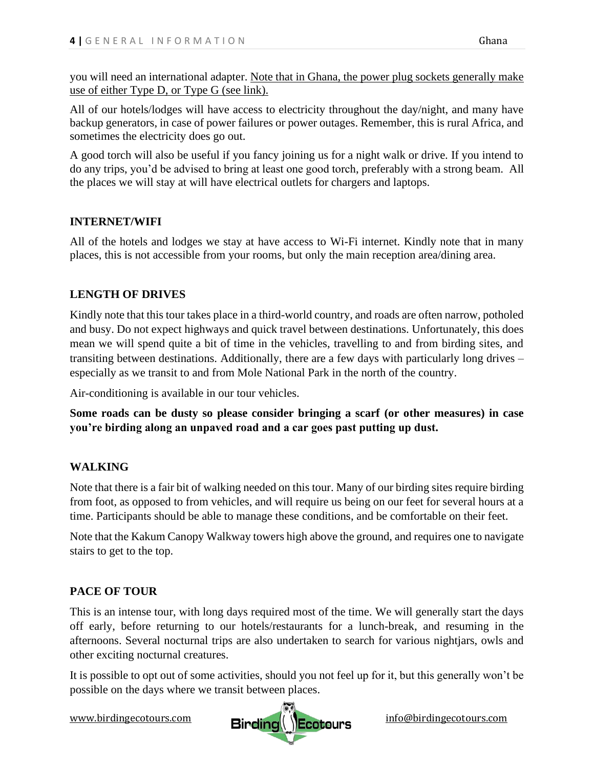you will need an international adapter. Note that in Ghana, the power plug sockets generally make use of either Type D, or Type G (see link).

All of our hotels/lodges will have access to electricity throughout the day/night, and many have backup generators, in case of power failures or power outages. Remember, this is rural Africa, and sometimes the electricity does go out.

A good torch will also be useful if you fancy joining us for a night walk or drive. If you intend to do any trips, you'd be advised to bring at least one good torch, preferably with a strong beam. All the places we will stay at will have electrical outlets for chargers and laptops.

## INTERNET/WIFI

All of the hotels and lodges we stay at have access to Wi-Fi internet. Kindly note that in many places, this is not accessible from your rooms, but only the main reception area/dining area.

## LENGTH OF DRIVES

Kindly note that this tour takes place in a third-world country, and roads are often narrow, potholed and busy. Do not expect highways and quick travel between destinations. Unfortunately, this does mean we will spend quite a bit of time in the vehicles, travelling to and from birding sites, and transiting between destinations. Additionally, there are a few days with particularly long drives – especially as we transit to and from Mole National Park in the north of the country.

Air-conditioning is available in our tour vehicles.

**Some roads can be dusty so please consider bringing a scarf (or other measures) in case you're birding along an unpaved road and a car goes past putting up dust.**

## WALKING

Note that there is a fair bit of walking needed on this tour. Many of our birding sites require birding from foot, as opposed to from vehicles, and will require us being on our feet for several hours at a time. Participants should be able to manage these conditions, and be comfortable on their feet.

Note that the Kakum Canopy Walkway towers high above the ground, and requires one to navigate stairs to get to the top.

## PACE OF TOUR

This is an intense tour, with long days required most of the time. We will generally start the days off early, before returning to our hotels/restaurants for a lunch-break, and resuming in the afternoons. Several nocturnal trips are also undertaken to search for various nightjars, owls and other exciting nocturnal creatures.

It is possible to opt out of some activities, should you not feel up for it, but this generally won't be possible on the days where we transit between places.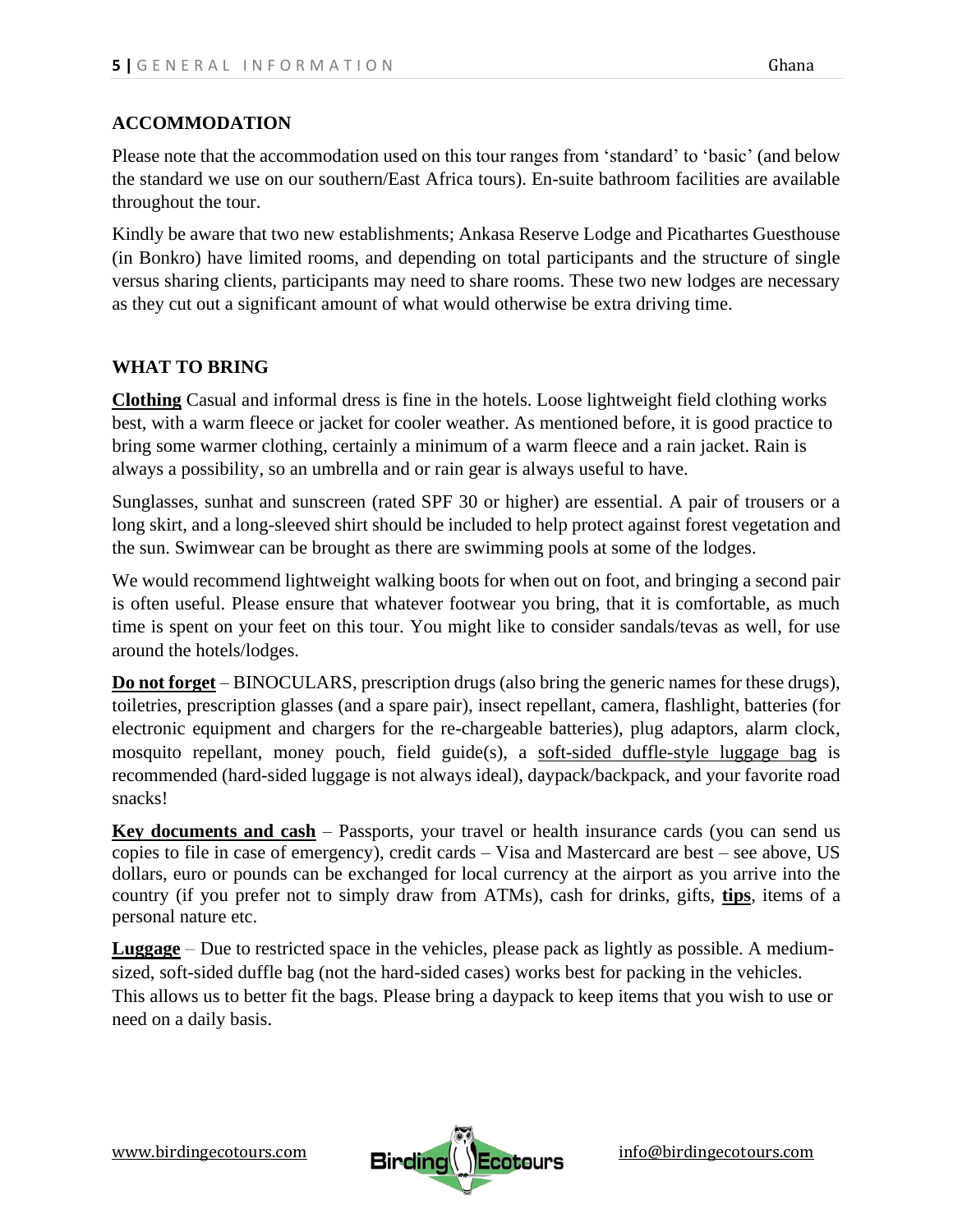## ACCOMMODATION

Please note that the accommodation used on this tour ranges from 'standard' to 'basic' (and below the standard we use on our southern/East Africa tours). En-suite bathroom facilities are available throughout the tour.

Kindly be aware that two new establishments; Ankasa Reserve Lodge and Picathartes Guesthouse (in Bonkro) have limited rooms, and depending on total participants and the structure of single versus sharing clients, participants may need to share rooms. These two new lodges are necessary as they cut out a significant amount of what would otherwise be extra driving time.

## WHAT TO BRING

**Clothing** Casual and informal dress is fine in the hotels. Loose lightweight field clothing works best, with a warm fleece or jacket for cooler weather. As mentioned before, it is good practice to bring some warmer clothing, certainly a minimum of a warm fleece and a rain jacket. Rain is always a possibility, so an umbrella and or rain gear is always useful to have.

Sunglasses, sunhat and sunscreen (rated SPF 30 or higher) are essential. A pair of trousers or a long skirt, and a long-sleeved shirt should be included to help protect against forest vegetation and the sun. Swimwear can be brought as there are swimming pools at some of the lodges.

We would recommend lightweight walking boots for when out on foot, and bringing a second pair is often useful. Please ensure that whatever footwear you bring, that it is comfortable, as much time is spent on your feet on this tour. You might like to consider sandals/tevas as well, for use around the hotels/lodges.

**Do not forget** – BINOCULARS, prescription drugs (also bring the generic names for these drugs), toiletries, prescription glasses (and a spare pair), insect repellant, camera, flashlight, batteries (for electronic equipment and chargers for the re-chargeable batteries), plug adaptors, alarm clock, mosquito repellant, money pouch, field guide(s), a soft-sided duffle-style luggage bag is recommended (hard-sided luggage is not always ideal), daypack/backpack, and your favorite road snacks!

**Key documents and cash** – Passports, your travel or health insurance cards (you can send us copies to file in case of emergency), credit cards – Visa and Mastercard are best – see above, US dollars, euro or pounds can be exchanged for local currency at the airport as you arrive into the country (if you prefer not to simply draw from ATMs), cash for drinks, gifts, **tips**, items of a personal nature etc.

**Luggage** – Due to restricted space in the vehicles, please pack as lightly as possible. A medium-sized, soft-sided duffle bag (not the hard-sided cases) works best for packing in the vehicles. This allows us to better fit the bags. Please bring a daypack to keep items that you wish to use or need on a daily basis.